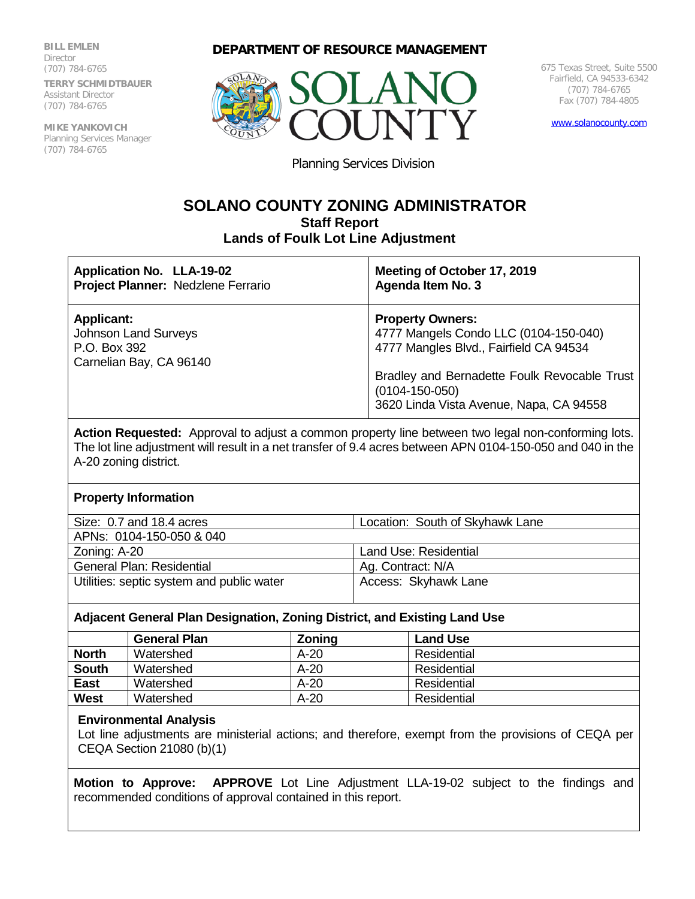**BILL EMLEN**
Director
(707) 784-6765

**TERRY SCHMIDTBAUER**
Assistant Director
(707) 784-6765

**MIKE YANKOVICH**
Planning Services Manager
(707) 784-6765

**DEPARTMENT OF RESOURCE MANAGEMENT**

SOLANO COUNTY

Planning Services Division

675 Texas Street, Suite 5500
Fairfield, CA 94533-6342
(707) 784-6765
Fax (707) 784-4805

www.solanocounty.com

# SOLANO COUNTY ZONING ADMINISTRATOR

## Staff Report

## Lands of Foulk Lot Line Adjustment

| **Application No. LLA-19-02**<br>**Project Planner:** Nedzlene Ferrario | **Meeting of October 17, 2019**<br>**Agenda Item No. 3** |
|---|---|
| **Applicant:**<br>Johnson Land Surveys<br>P.O. Box 392<br>Carnelian Bay, CA 96140 | **Property Owners:**<br>4777 Mangels Condo LLC (0104-150-040)<br>4777 Mangles Blvd., Fairfield CA 94534<br><br>Bradley and Bernadette Foulk Revocable Trust (0104-150-050)<br>3620 Linda Vista Avenue, Napa, CA 94558 |

**Action Requested:** Approval to adjust a common property line between two legal non-conforming lots. The lot line adjustment will result in a net transfer of 9.4 acres between APN 0104-150-050 and 040 in the A-20 zoning district.

**Property Information**

| | |
|---|---|
| Size: 0.7 and 18.4 acres | Location: South of Skyhawk Lane |
| APNs: 0104-150-050 & 040 | |
| Zoning: A-20 | Land Use: Residential |
| General Plan: Residential | Ag. Contract: N/A |
| Utilities: septic system and public water | Access: Skyhawk Lane |

**Adjacent General Plan Designation, Zoning District, and Existing Land Use**

| | General Plan | Zoning | Land Use |
|---|---|---|---|
| **North** | Watershed | A-20 | Residential |
| **South** | Watershed | A-20 | Residential |
| **East** | Watershed | A-20 | Residential |
| **West** | Watershed | A-20 | Residential |

**Environmental Analysis**

Lot line adjustments are ministerial actions; and therefore, exempt from the provisions of CEQA per CEQA Section 21080 (b)(1)

**Motion to Approve: APPROVE** Lot Line Adjustment LLA-19-02 subject to the findings and recommended conditions of approval contained in this report.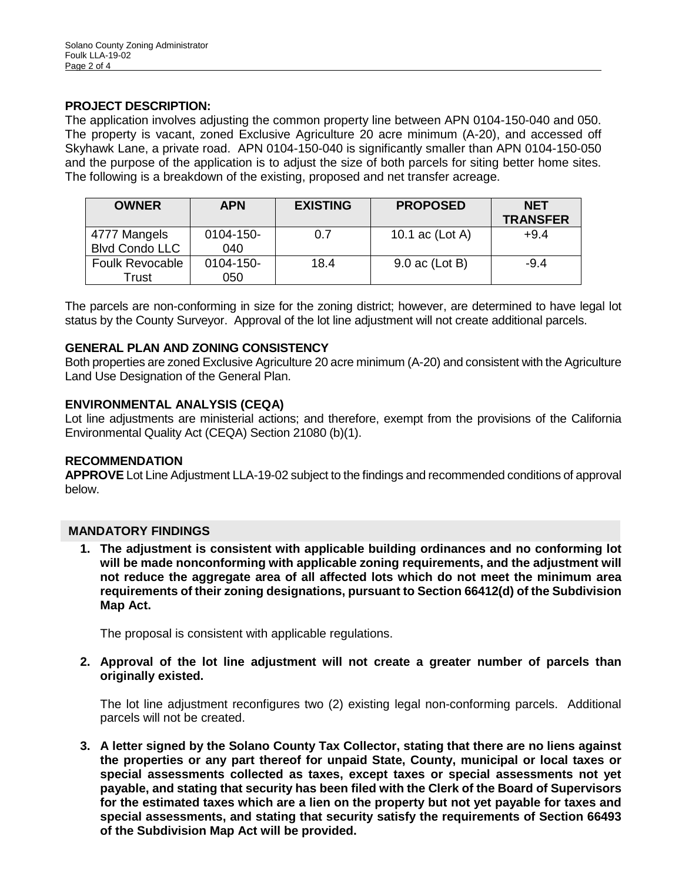## PROJECT DESCRIPTION:

The application involves adjusting the common property line between APN 0104-150-040 and 050. The property is vacant, zoned Exclusive Agriculture 20 acre minimum (A-20), and accessed off Skyhawk Lane, a private road. APN 0104-150-040 is significantly smaller than APN 0104-150-050 and the purpose of the application is to adjust the size of both parcels for siting better home sites. The following is a breakdown of the existing, proposed and net transfer acreage.

| OWNER | APN | EXISTING | PROPOSED | NET TRANSFER |
|---|---|---|---|---|
| 4777 Mangels Blvd Condo LLC | 0104-150-040 | 0.7 | 10.1 ac (Lot A) | +9.4 |
| Foulk Revocable Trust | 0104-150-050 | 18.4 | 9.0 ac (Lot B) | -9.4 |

The parcels are non-conforming in size for the zoning district; however, are determined to have legal lot status by the County Surveyor. Approval of the lot line adjustment will not create additional parcels.

## GENERAL PLAN AND ZONING CONSISTENCY

Both properties are zoned Exclusive Agriculture 20 acre minimum (A-20) and consistent with the Agriculture Land Use Designation of the General Plan.

## ENVIRONMENTAL ANALYSIS (CEQA)

Lot line adjustments are ministerial actions; and therefore, exempt from the provisions of the California Environmental Quality Act (CEQA) Section 21080 (b)(1).

## RECOMMENDATION

**APPROVE** Lot Line Adjustment LLA-19-02 subject to the findings and recommended conditions of approval below.

## MANDATORY FINDINGS

1. **The adjustment is consistent with applicable building ordinances and no conforming lot will be made nonconforming with applicable zoning requirements, and the adjustment will not reduce the aggregate area of all affected lots which do not meet the minimum area requirements of their zoning designations, pursuant to Section 66412(d) of the Subdivision Map Act.**

   The proposal is consistent with applicable regulations.

2. **Approval of the lot line adjustment will not create a greater number of parcels than originally existed.**

   The lot line adjustment reconfigures two (2) existing legal non-conforming parcels. Additional parcels will not be created.

3. **A letter signed by the Solano County Tax Collector, stating that there are no liens against the properties or any part thereof for unpaid State, County, municipal or local taxes or special assessments collected as taxes, except taxes or special assessments not yet payable, and stating that security has been filed with the Clerk of the Board of Supervisors for the estimated taxes which are a lien on the property but not yet payable for taxes and special assessments, and stating that security satisfy the requirements of Section 66493 of the Subdivision Map Act will be provided.**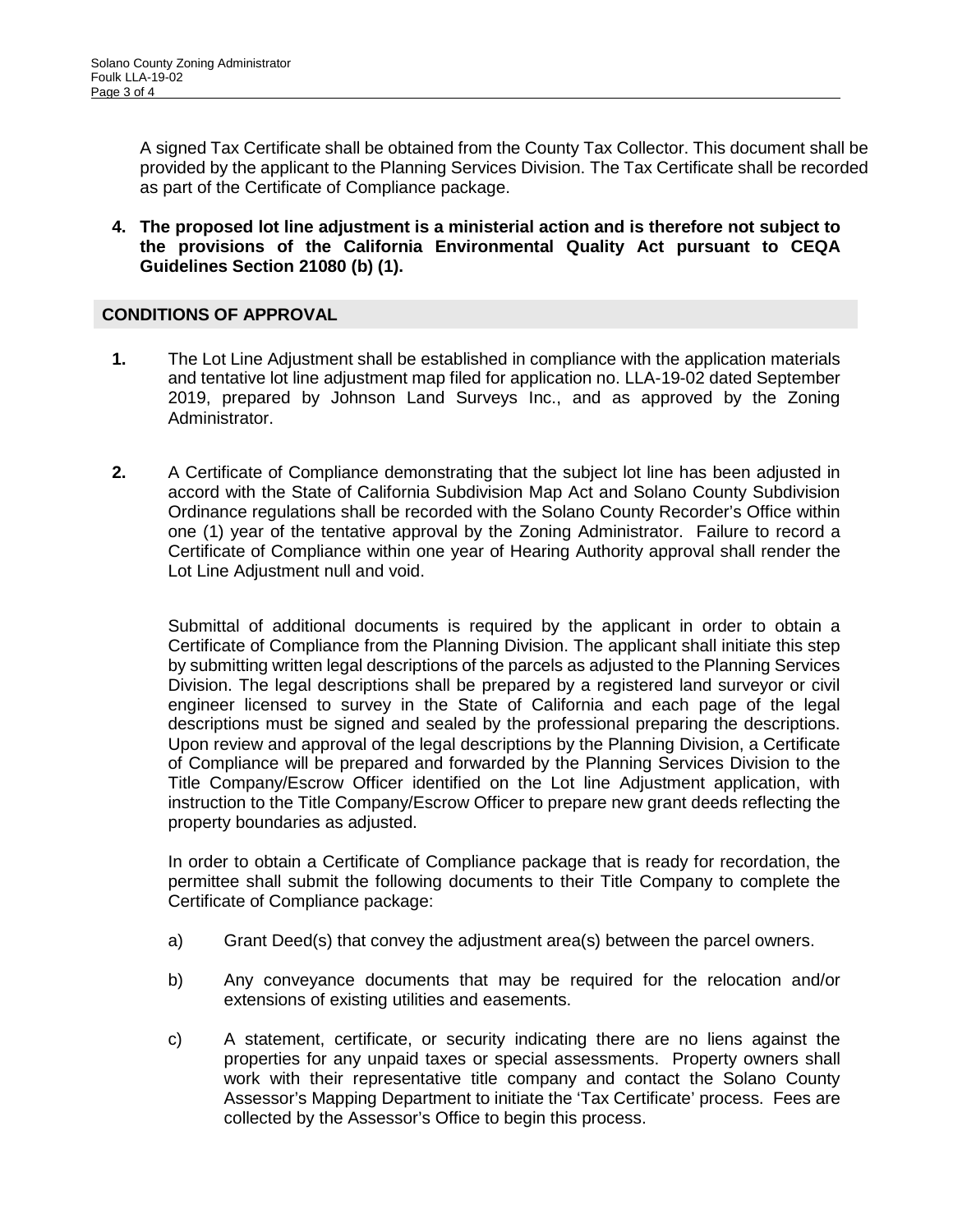A signed Tax Certificate shall be obtained from the County Tax Collector. This document shall be provided by the applicant to the Planning Services Division. The Tax Certificate shall be recorded as part of the Certificate of Compliance package.

4. **The proposed lot line adjustment is a ministerial action and is therefore not subject to the provisions of the California Environmental Quality Act pursuant to CEQA Guidelines Section 21080 (b) (1).**

## CONDITIONS OF APPROVAL

1. The Lot Line Adjustment shall be established in compliance with the application materials and tentative lot line adjustment map filed for application no. LLA-19-02 dated September 2019, prepared by Johnson Land Surveys Inc., and as approved by the Zoning Administrator.

2. A Certificate of Compliance demonstrating that the subject lot line has been adjusted in accord with the State of California Subdivision Map Act and Solano County Subdivision Ordinance regulations shall be recorded with the Solano County Recorder's Office within one (1) year of the tentative approval by the Zoning Administrator. Failure to record a Certificate of Compliance within one year of Hearing Authority approval shall render the Lot Line Adjustment null and void.

   Submittal of additional documents is required by the applicant in order to obtain a Certificate of Compliance from the Planning Division. The applicant shall initiate this step by submitting written legal descriptions of the parcels as adjusted to the Planning Services Division. The legal descriptions shall be prepared by a registered land surveyor or civil engineer licensed to survey in the State of California and each page of the legal descriptions must be signed and sealed by the professional preparing the descriptions. Upon review and approval of the legal descriptions by the Planning Division, a Certificate of Compliance will be prepared and forwarded by the Planning Services Division to the Title Company/Escrow Officer identified on the Lot line Adjustment application, with instruction to the Title Company/Escrow Officer to prepare new grant deeds reflecting the property boundaries as adjusted.

   In order to obtain a Certificate of Compliance package that is ready for recordation, the permittee shall submit the following documents to their Title Company to complete the Certificate of Compliance package:

   a) Grant Deed(s) that convey the adjustment area(s) between the parcel owners.

   b) Any conveyance documents that may be required for the relocation and/or extensions of existing utilities and easements.

   c) A statement, certificate, or security indicating there are no liens against the properties for any unpaid taxes or special assessments. Property owners shall work with their representative title company and contact the Solano County Assessor's Mapping Department to initiate the 'Tax Certificate' process. Fees are collected by the Assessor's Office to begin this process.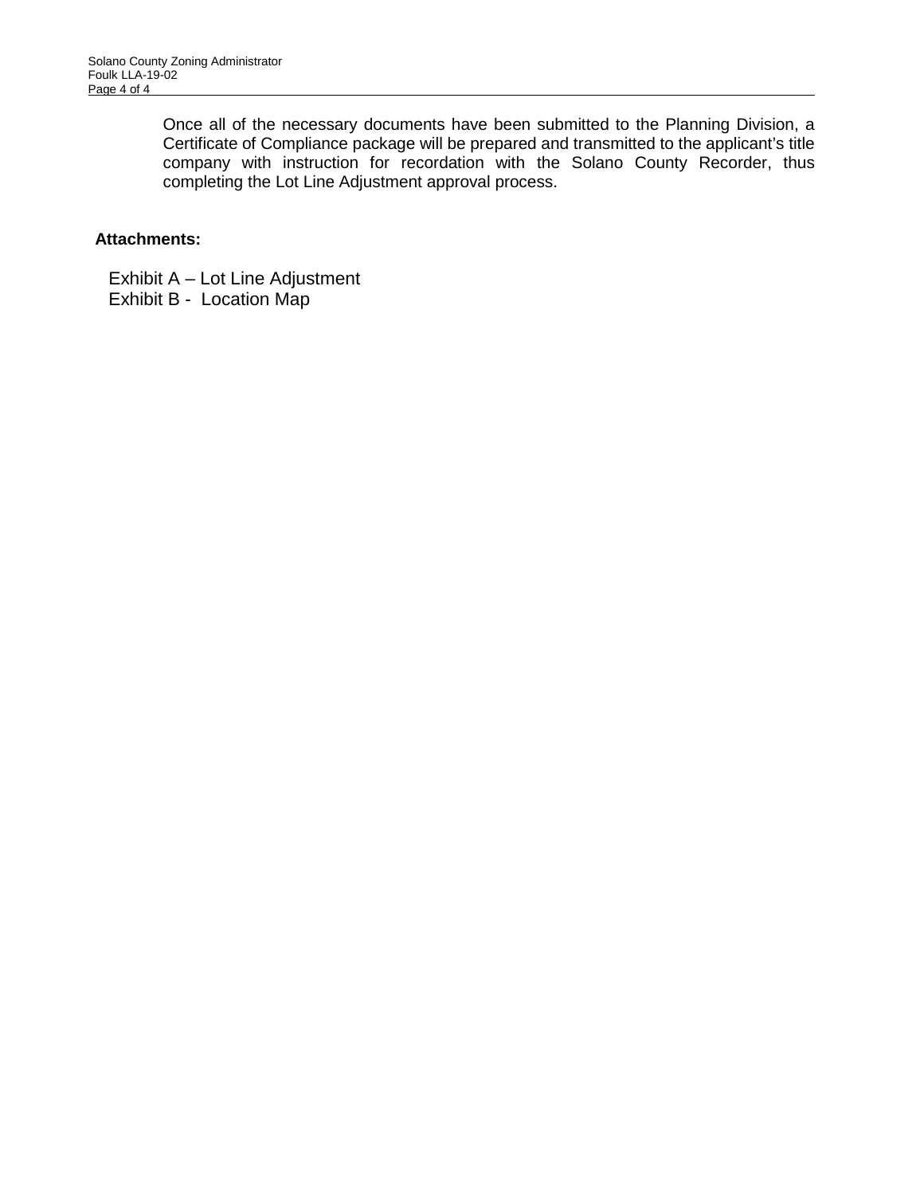Once all of the necessary documents have been submitted to the Planning Division, a Certificate of Compliance package will be prepared and transmitted to the applicant's title company with instruction for recordation with the Solano County Recorder, thus completing the Lot Line Adjustment approval process.

**Attachments:**

Exhibit A – Lot Line Adjustment
Exhibit B - Location Map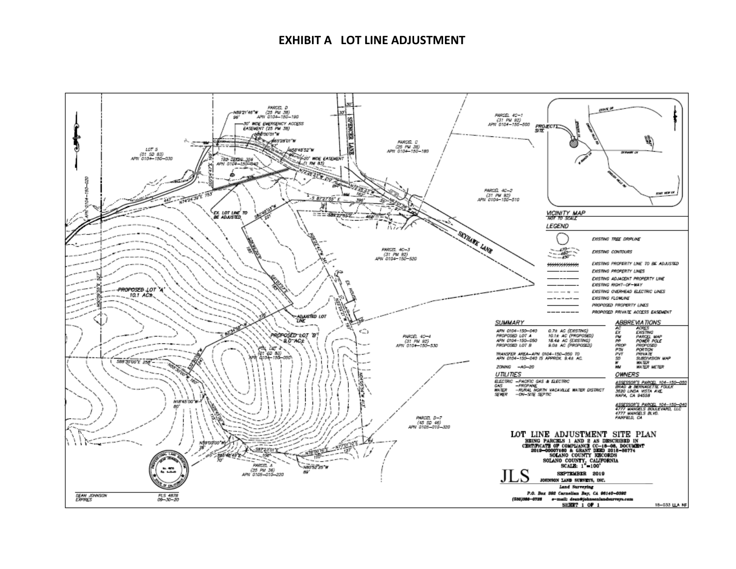# EXHIBIT A LOT LINE ADJUSTMENT

PARCEL D
(25 PM 38)
APN 0104-150-190

N89°21'46"W
96'

30' WIDE EMERGENCY ACCESS EASEMENT (25 PM 38)

N86°00'01"W

N65°28'01"W

N58°48'52"W

20' WIDE EASEMENT (1 RM 83)

SPENCER LANE

PARCEL C
(25 PM 38)
APN 0104-150-180

PARCEL 4C-1
(31 PM 92)
APN 0104-150-500

LOT 5
(01 SD 83)
APN 0104-150-030

APN 0104-150-020

APN 0104-150-040

N74°24'39"E 753'

EX. LOT LINE TO BE ADJUSTED

PARCEL 4C-2
(31 PM 92)
APN 0104-150-510

SKYHAWK LANE

PARCEL 4C-3
(31 PM 92)
APN 0104-150-520

EX. HOUSE

PROPOSED LOT 'A'
10.1 AC±

ADJUSTED LOT LINE

PROPOSED LOT 'B'
9.0 AC±

PTN. LOT 2
(01 SD 83)
APN 0104-150-050

PARCEL 4C-4
(31 PM 92)
APN 0104-150-530

S88°00'00"E 258'

N85°30'00"W 160'

N18°45'00"W 80'

N39°00'00"W 75'

S87°23'01"E 106'

N76°50'10"E 115'

N77°00'10"E 127'

N80°52'25"W 89'

PARCEL A
(25 PM 36)
APN 0105-010-220

PARCEL D-7
(45 SD 46)
APN 0105-010-320

DEAN JOHNSON
EXPIRES

PLS 4878
09-30-20

VICINITY MAP
NOT TO SCALE

PROJECT SITE

LEGEND

- EXISTING TREE DRIPLINE
- EXISTING CONTOURS
- EXISTING PROPERTY LINE TO BE ADJUSTED
- EXISTING PROPERTY LINES
- EXISTING ADJACENT PROPERTY LINE
- EXISTING RIGHT-OF-WAY
- EXISTING OVERHEAD ELECTRIC LINES
- EXISTING FLOWLINE
- PROPOSED PROPERTY LINES
- PROPOSED PRIVATE ACCESS EASEMENT

SUMMARY

| | |
|---|---|
| APN 0104-150-040 | 0.7± AC (EXISTING) |
| PROPOSED LOT A | 10.1± AC (PROPOSED) |
| APN 0104-150-050 | 18.4± AC (EXISTING) |
| PROPOSED LOT B | 9.0± AC (PROPOSED) |

TRANSFER AREA-APN 0104-150-050 TO APN 0104-150-040 IS APPROX. 9.4± AC.

ZONING -AG-20

UTILITIES

| | |
|---|---|
| ELECTRIC | -PACIFIC GAS & ELECTRIC |
| GAS | -PROPANE |
| WATER | -RURAL NORTH VACAVILLE WATER DISTRICT |
| SEWER | -ON-SITE SEPTIC |

ABBREVIATIONS

| | |
|---|---|
| AC | ACRES |
| EX | EXISTING |
| PM | PARCEL MAP |
| PP | POWER POLE |
| PROP | PROPOSED |
| PTN | PORTION |
| PVT | PRIVATE |
| SD | SUBDIVISION MAP |
| W | WATER |
| WM | WATER METER |

OWNERS

ASSESSOR'S PARCEL 104-150-050
BRAD & BERNADETTE FOULK
3520 LINDA VISTA AVE.
NAPA, CA 94558

ASSESSOR'S PARCEL 104-150-040
4777 MANGELS BOULEVARD, LLC
4777 MANGELS BLVD.
FAIRFIELD, CA

LOT LINE ADJUSTMENT SITE PLAN
BEING PARCELS 1 AND 2 AS DESCRIBED IN CERTIFICATE OF COMPLIANCE CC-18-06, DOCUMENT 2019-00007160 & GRANT DEED 2018-88774
SOLANO COUNTY RECORDS
SOLANO COUNTY, CALIFORNIA
SCALE: 1"=100'

JLS
SEPTEMBER 2019
JOHNSON LAND SURVEYS, INC.
Land Surveying
P.O. Box 392 Carnelian Bay, CA 96140-0392
(530)386-0728 e-mail: dean@johnsonlandsurveys.com
SHEET 1 OF 1

18-033 LLA NF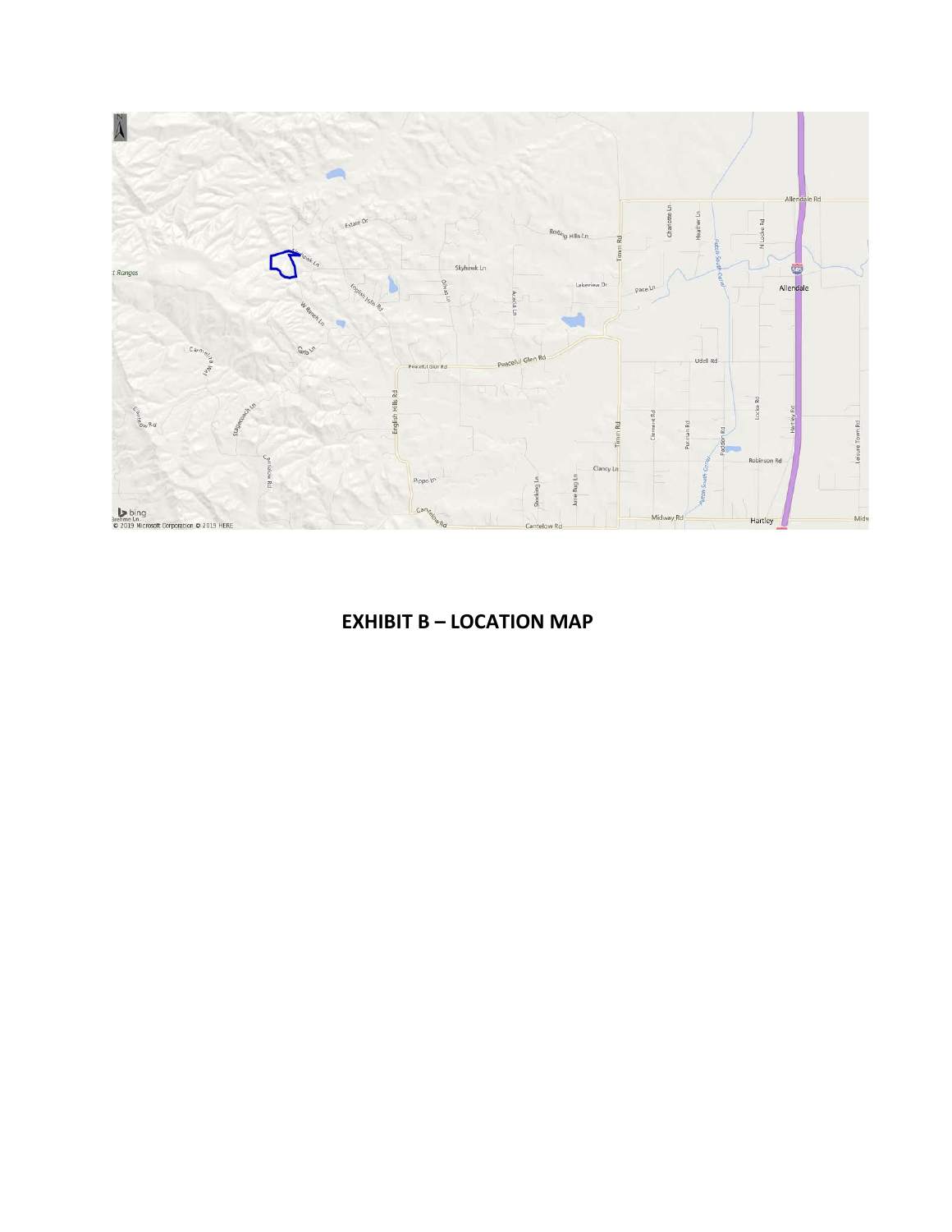**EXHIBIT B – LOCATION MAP**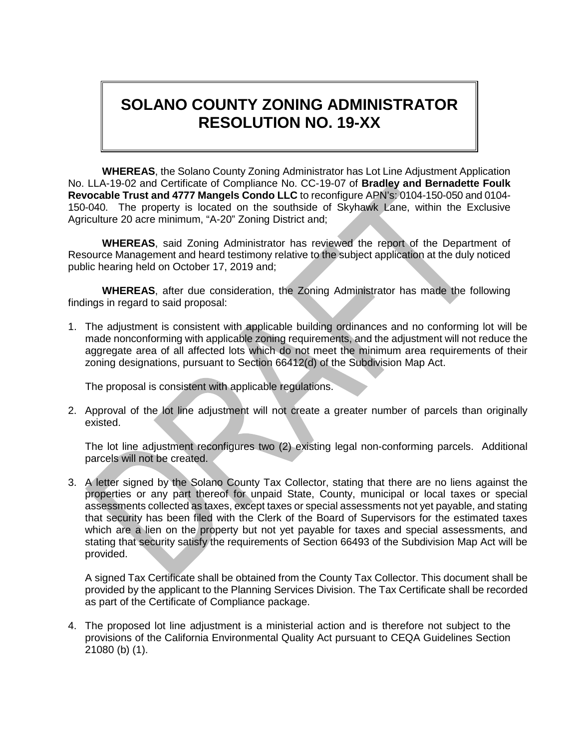# SOLANO COUNTY ZONING ADMINISTRATOR RESOLUTION NO. 19-XX

**WHEREAS**, the Solano County Zoning Administrator has Lot Line Adjustment Application No. LLA-19-02 and Certificate of Compliance No. CC-19-07 of **Bradley and Bernadette Foulk Revocable Trust and 4777 Mangels Condo LLC** to reconfigure APN's: 0104-150-050 and 0104-150-040. The property is located on the southside of Skyhawk Lane, within the Exclusive Agriculture 20 acre minimum, "A-20" Zoning District and;

**WHEREAS**, said Zoning Administrator has reviewed the report of the Department of Resource Management and heard testimony relative to the subject application at the duly noticed public hearing held on October 17, 2019 and;

**WHEREAS**, after due consideration, the Zoning Administrator has made the following findings in regard to said proposal:

1. The adjustment is consistent with applicable building ordinances and no conforming lot will be made nonconforming with applicable zoning requirements, and the adjustment will not reduce the aggregate area of all affected lots which do not meet the minimum area requirements of their zoning designations, pursuant to Section 66412(d) of the Subdivision Map Act.

   The proposal is consistent with applicable regulations.

2. Approval of the lot line adjustment will not create a greater number of parcels than originally existed.

   The lot line adjustment reconfigures two (2) existing legal non-conforming parcels. Additional parcels will not be created.

3. A letter signed by the Solano County Tax Collector, stating that there are no liens against the properties or any part thereof for unpaid State, County, municipal or local taxes or special assessments collected as taxes, except taxes or special assessments not yet payable, and stating that security has been filed with the Clerk of the Board of Supervisors for the estimated taxes which are a lien on the property but not yet payable for taxes and special assessments, and stating that security satisfy the requirements of Section 66493 of the Subdivision Map Act will be provided.

   A signed Tax Certificate shall be obtained from the County Tax Collector. This document shall be provided by the applicant to the Planning Services Division. The Tax Certificate shall be recorded as part of the Certificate of Compliance package.

4. The proposed lot line adjustment is a ministerial action and is therefore not subject to the provisions of the California Environmental Quality Act pursuant to CEQA Guidelines Section 21080 (b) (1).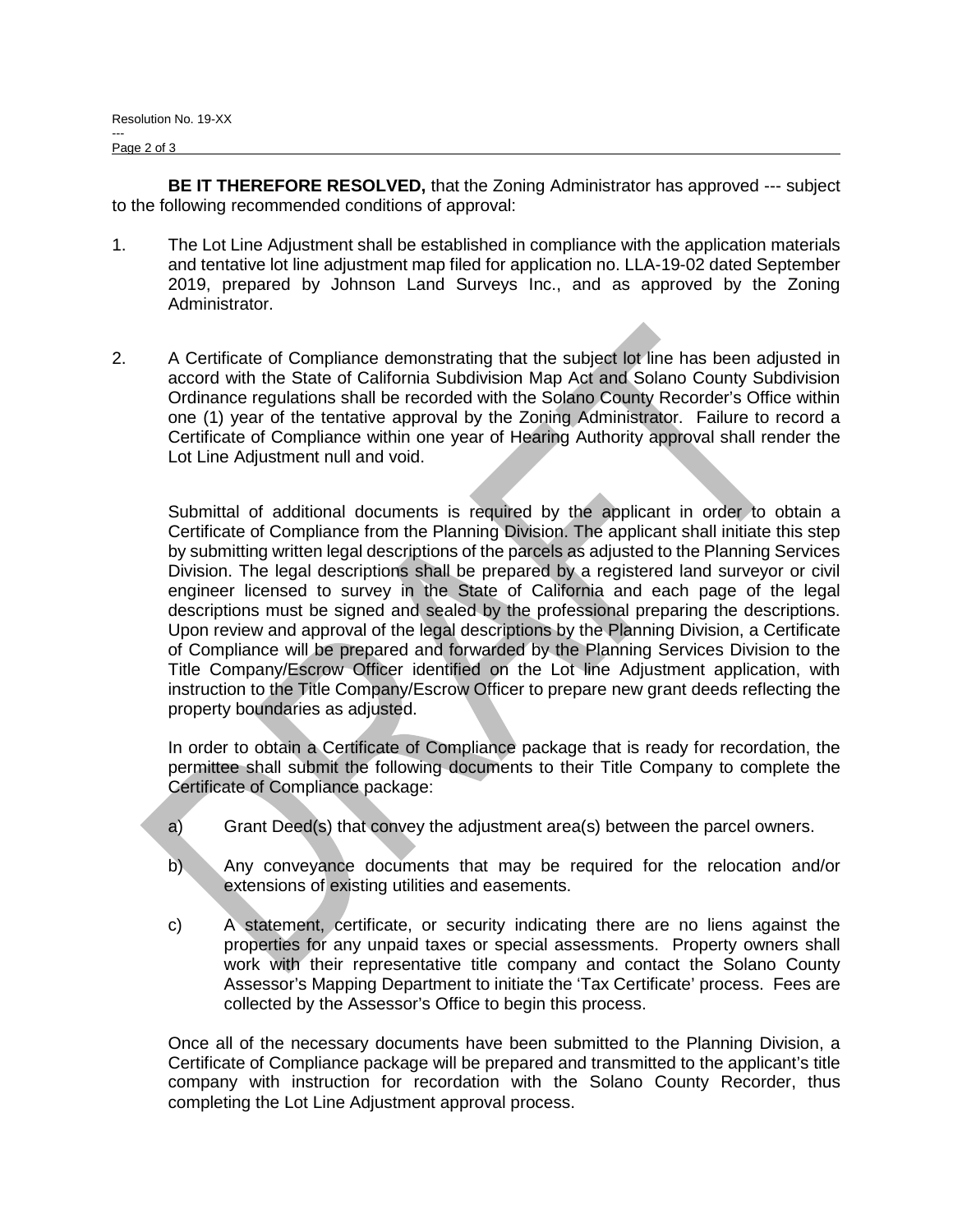**BE IT THEREFORE RESOLVED,** that the Zoning Administrator has approved --- subject to the following recommended conditions of approval:

1. The Lot Line Adjustment shall be established in compliance with the application materials and tentative lot line adjustment map filed for application no. LLA-19-02 dated September 2019, prepared by Johnson Land Surveys Inc., and as approved by the Zoning Administrator.

2. A Certificate of Compliance demonstrating that the subject lot line has been adjusted in accord with the State of California Subdivision Map Act and Solano County Subdivision Ordinance regulations shall be recorded with the Solano County Recorder's Office within one (1) year of the tentative approval by the Zoning Administrator. Failure to record a Certificate of Compliance within one year of Hearing Authority approval shall render the Lot Line Adjustment null and void.

   Submittal of additional documents is required by the applicant in order to obtain a Certificate of Compliance from the Planning Division. The applicant shall initiate this step by submitting written legal descriptions of the parcels as adjusted to the Planning Services Division. The legal descriptions shall be prepared by a registered land surveyor or civil engineer licensed to survey in the State of California and each page of the legal descriptions must be signed and sealed by the professional preparing the descriptions. Upon review and approval of the legal descriptions by the Planning Division, a Certificate of Compliance will be prepared and forwarded by the Planning Services Division to the Title Company/Escrow Officer identified on the Lot line Adjustment application, with instruction to the Title Company/Escrow Officer to prepare new grant deeds reflecting the property boundaries as adjusted.

   In order to obtain a Certificate of Compliance package that is ready for recordation, the permittee shall submit the following documents to their Title Company to complete the Certificate of Compliance package:

   a) Grant Deed(s) that convey the adjustment area(s) between the parcel owners.

   b) Any conveyance documents that may be required for the relocation and/or extensions of existing utilities and easements.

   c) A statement, certificate, or security indicating there are no liens against the properties for any unpaid taxes or special assessments. Property owners shall work with their representative title company and contact the Solano County Assessor's Mapping Department to initiate the 'Tax Certificate' process. Fees are collected by the Assessor's Office to begin this process.

   Once all of the necessary documents have been submitted to the Planning Division, a Certificate of Compliance package will be prepared and transmitted to the applicant's title company with instruction for recordation with the Solano County Recorder, thus completing the Lot Line Adjustment approval process.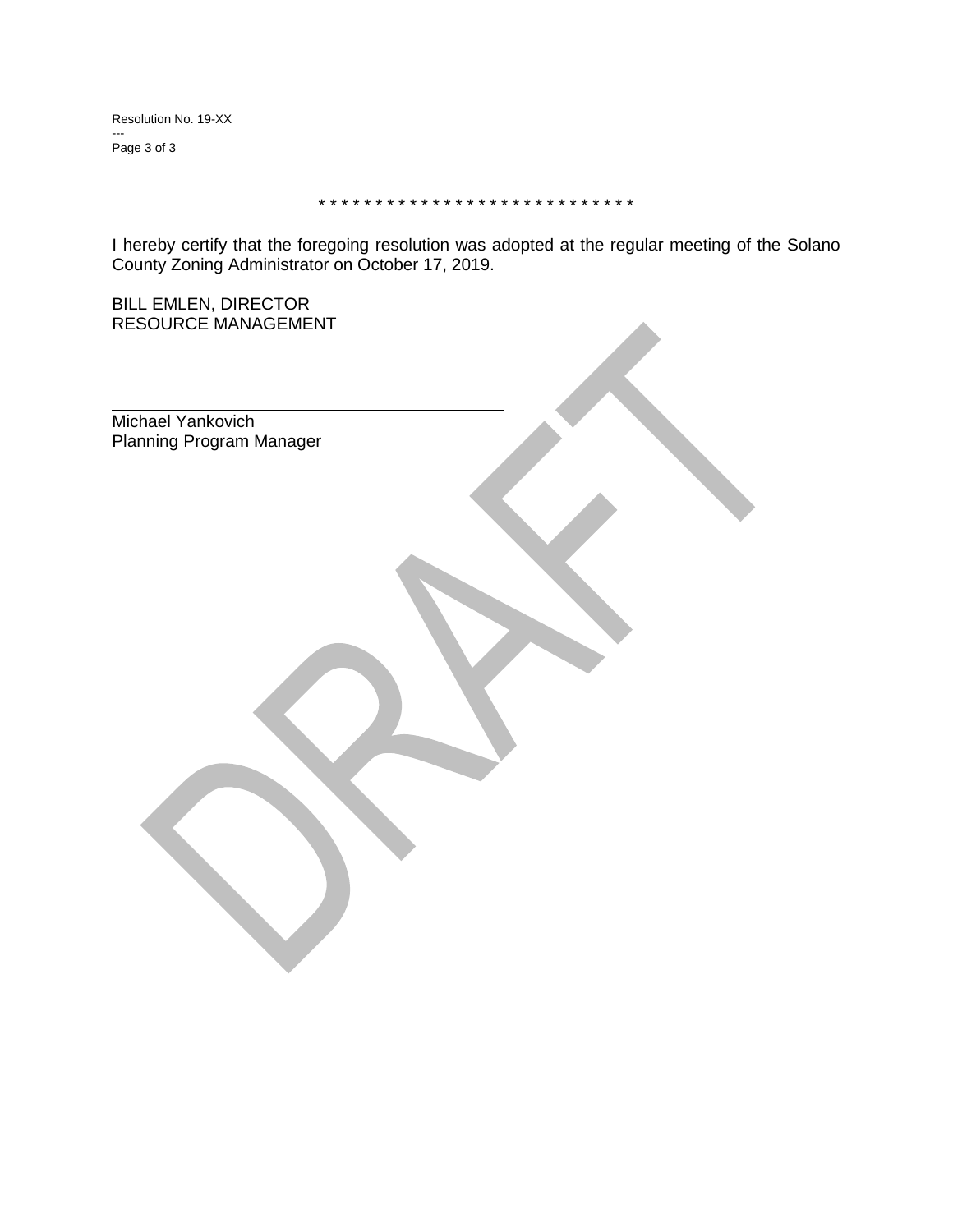* * * * * * * * * * * * * * * * * * * * * * * * * * * * * *

I hereby certify that the foregoing resolution was adopted at the regular meeting of the Solano County Zoning Administrator on October 17, 2019.

BILL EMLEN, DIRECTOR
RESOURCE MANAGEMENT

\_\_\_\_\_\_\_\_\_\_\_\_\_\_\_\_\_\_\_\_\_\_\_\_\_\_\_\_\_\_\_\_\_\_\_\_\_\_\_\_
Michael Yankovich
Planning Program Manager

DRAFT